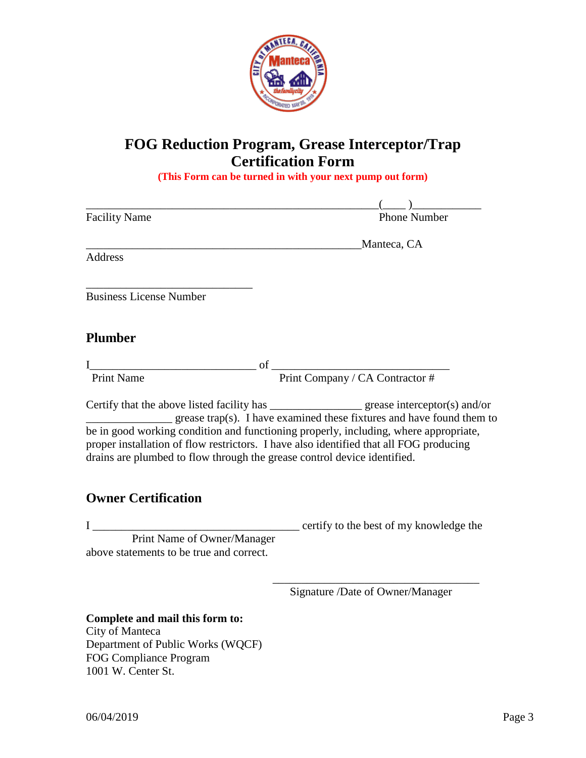# FOG Reduction Program, Grease Interceptor/Trap Certification Form

**(This Form can be turned in with your next pump out form)**

_______________________________________________ (____ )___________
Facility Name Phone Number

_______________________________________________ Manteca, CA
Address

_____________________________
Business License Number

## Plumber

I____________________________ of ______________________________
Print Name Print Company / CA Contractor #

Certify that the above listed facility has _______________ grease interceptor(s) and/or _______________ grease trap(s). I have examined these fixtures and have found them to be in good working condition and functioning properly, including, where appropriate, proper installation of flow restrictors. I have also identified that all FOG producing drains are plumbed to flow through the grease control device identified.

## Owner Certification

I ___________________________________ certify to the best of my knowledge the
Print Name of Owner/Manager
above statements to be true and correct.

___________________________________
Signature /Date of Owner/Manager

**Complete and mail this form to:**
City of Manteca
Department of Public Works (WQCF)
FOG Compliance Program
1001 W. Center St.

06/04/2019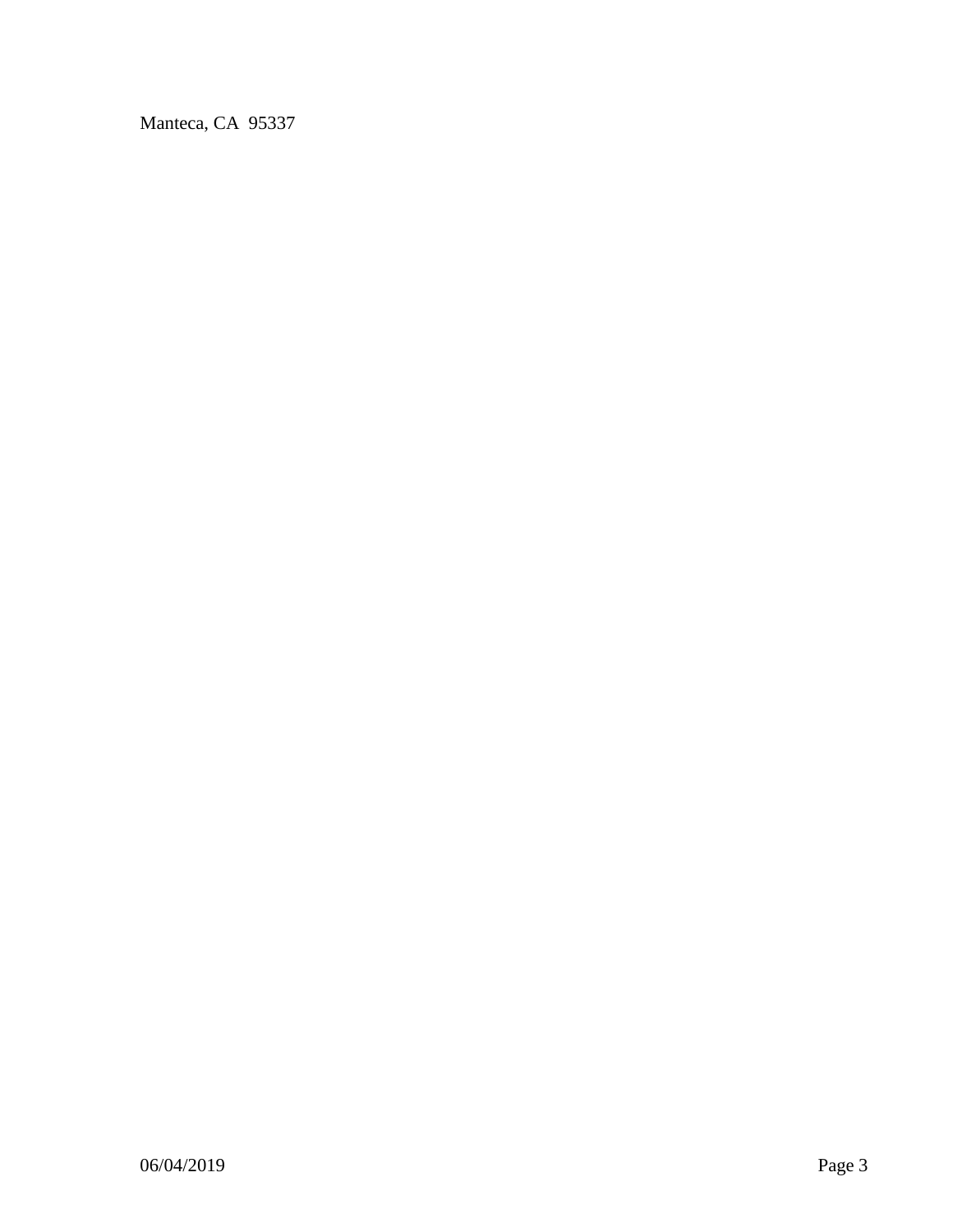Manteca, CA  95337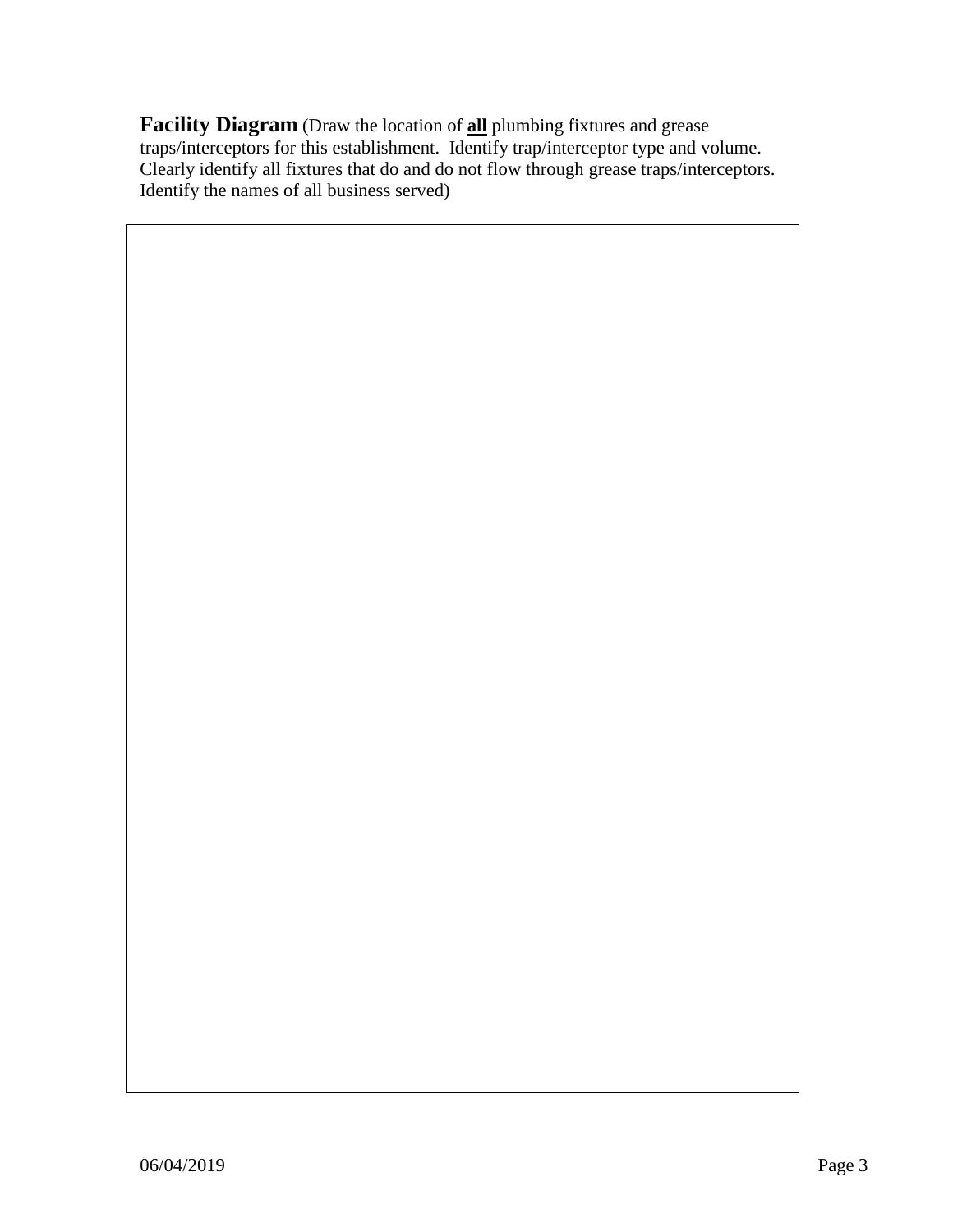**Facility Diagram** (Draw the location of **all** plumbing fixtures and grease traps/interceptors for this establishment. Identify trap/interceptor type and volume. Clearly identify all fixtures that do and do not flow through grease traps/interceptors. Identify the names of all business served)

06/04/2019